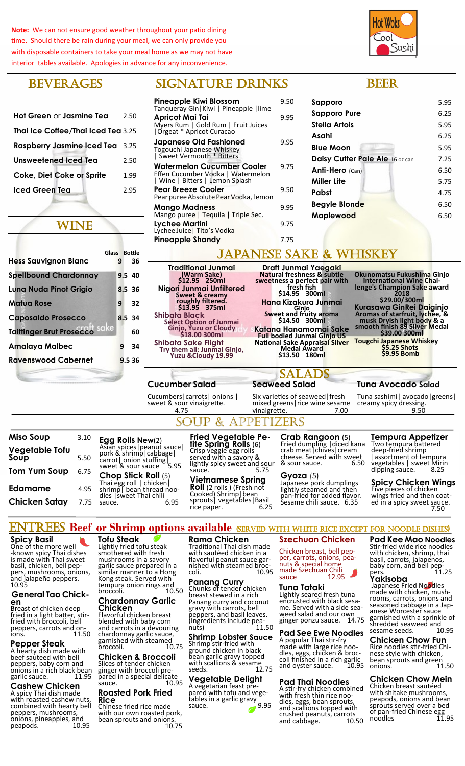**Note:** We can not ensure good weather throughout our patio dining time. Should there be rain during your meal, we can only provide you with disposable containers to take your meal home as we may not have interior tables available. Apologies in advance for any inconvenience.

Hot Woks Cool Sushi

## BEVERAGES

| | |
|---|---|
| **Hot Green** or **Jasmine Tea** | 2.50 |
| **Thai Ice Coffee/Thai Iced Tea** | 3.25 |
| **Raspberry Jasmine Iced Tea** | 3.25 |
| **Unsweetened Iced Tea** | 2.50 |
| **Coke, Diet Coke or Sprite** | 1.99 |
| **Iced Green Tea** | 2.95 |

## WINE

| | Glass | Bottle |
|---|---|---|
| **Hess Sauvignon Blanc** | 9 | 36 |
| **Spellbound Chardonnay** | 9.5 | 40 |
| **Luna Nuda Pinot Grigio** | 8.5 | 36 |
| **Matua Rose** | 9 | 32 |
| **Caposaldo Prosecco** | 8.5 | 34 |
| **Taittinger Brut Prosecco** | | 60 |
| **Amalaya Malbec** | 9 | 34 |
| **Ravenswood Cabernet** | 9.5 | 36 |

## SIGNATURE DRINKS

**Pineapple Kiwi Blossom** 9.50
Tanqueray Gin | Kiwi | Pineapple | lime

**Apricot Mai Tai** 9.95
Myers Rum | Gold Rum | Fruit Juices | Orgeat * Apricot Curacao

**Japanese Old Fashioned** 9.95
Togouchi Japanese Whiskey | Sweet Vermouth * Bitters

**Watermelon Cucumber Cooler** 9.75
Effen Cucumber Vodka | Watermelon | Wine | Bitters | Lemon Splash

**Pear Breeze Cooler** 9.50
Pear puree Absolute Pear Vodka, lemon

**Mango Madness** 9.95
Mango puree | Tequila | Triple Sec.

**Lychee Martini** 9.75
Lychee Juice | Tito's Vodka

**Pineapple Shandy** 7.75

## BEER

| | |
|---|---|
| **Sapporo** | 5.95 |
| **Sapporo Pure** | 6.25 |
| **Stella Artois** | 5.95 |
| **Asahi** | 6.25 |
| **Blue Moon** | 5.95 |
| **Daisy Cutter Pale Ale** 16 oz can | 7.25 |
| **Anti-Hero** (Can) | 6.50 |
| **Miller Lite** | 5.75 |
| **Pabst** | 4.75 |
| **Begyle Blonde** | 6.50 |
| **Maplewood** | 6.50 |

## JAPANESE SAKE & WHISKEY

**Traditional Junmai**
(Warm Sake)
$12.95 250ml

**Nigori Junmai Unfiltered**
Sweet & creamy roughly filtered.
$13.95 375ml

**Shibata Black**
Select Option of Junmai Ginjo, Yuzu or Cloudy
$18.00 300ml

**Shibata Sake Flight**
Try them all: Junmai Ginjo, Yuzu & Cloudy 19.99

**Draft Junmai Yaegaki**
Natural freshness & subtle sweetness a perfect pair with fresh fish
$14.95 300ml

**Hana Kizakura Junmai Ginjo**
Sweet and fruity aroma
$14.50 300ml

**Katana Hanamomai Sake**
Full bodied Junmai Ginjo US National Sake Appraisal Silver Medal Award
$13.50 180ml

**Okunomatsu Fukushima Ginjo**
International Wine Challenge's Champion Sake award 2018
$29.00/300ml

**Kurasawa GinRei Daiginjo**
Aromas of starfruit, lychee, & musk Dryish light body & a smooth finish 89 Silver Medal
$39.00 300ml

**Tougchi Japanese Whiskey**
$5.25 Shots
$9.95 Bomb

## SALADS

**Cucumber Salad**
Cucumbers | carrots | onions | sweet & sour vinaigrette. 4.75

**Seaweed Salad**
Six varieties of seaweed | fresh mixed greens | rice wine sesame vinaigrette. 7.00

**Tuna Avocado Salad**
Tuna sashimi | avocado | greens | creamy spicy dressing. 9.50

## SOUP & APPETIZERS

| | |
|---|---|
| **Miso Soup** | 3.10 |
| **Vegetable Tofu Soup** | 5.50 |
| **Tom Yum Soup** | 6.75 |
| **Edamame** | 4.95 |
| **Chicken Satay** | 7.75 |

**Egg Rolls New** (2)
Asian spices | peanut sauce | pork & shrimp | cabbage | carrot | onion stuffing | sweet & sour sauce 5.95

**Chop Stick Roll** (5)
Thai egg roll | chicken | shrimp | bean thread noodles | sweet Thai chili sauce. 6.95

**Fried Vegetable Petite Spring Rolls** (6)
Crisp veggie egg rolls served with a savory & lightly spicy sweet and sour sauce. 5.75

**Vietnamese Spring Roll** (2 rolls) (Fresh not Cooked) Shrimp | bean sprouts | vegetables | Basil rice paper. 6.25

**Crab Rangoon** (5)
Fried dumpling | diced kana crab meat | chives | cream cheese. Served with sweet & sour sauce. 6.50

**Gyoza** (5)
Japanese pork dumplings lightly steamed and then pan-fried for added flavor. Sesame chili sauce. 6.35

**Tempura Appetizer**
Two tempura battered deep-fried shrimp | assortment of tempura vegetables | sweet Mirin dipping sauce. 8.25

**Spicy Chicken Wings**
Five pieces of chicken wings fried and then coated in a spicy sweet sauce. 7.50

## ENTREES Beef or Shrimp options available (SERVED WITH WHITE RICE EXCEPT FOR NOODLE DISHES)

**Spicy Basil**
One of the more well-known spicy Thai dishes is made with Thai sweet basil, chicken, bell peppers, mushrooms, onions, and jalapeño peppers. 10.95

**General Tao Chicken**
Breast of chicken deep fried in a light batter, stir-fried with broccoli, bell peppers, carrots and onions. 11.50

**Pepper Steak**
A hearty dish made with beef sauteed with bell peppers, baby corn and onions in a rich black bean garlic sauce. 11.95

**Cashew Chicken**
A spicy Thai dish made with roasted cashew nuts, combined with hearty bell peppers, mushrooms, onions, pineapples, and peapods. 10.95

**Tofu Steak**
Lightly fried tofu steak smothered with fresh mushrooms in a savory garlic sauce prepared in a similar manner to a Hong Kong steak. Served with tempura onion rings and broccoli. 10.50

**Chardonnay Garlic Chicken**
Flavorful chicken breast blended with baby corn and carrots in a devouring chardonnay garlic sauce, garnished with steamed broccoli. 10.75

**Chicken & Broccoli**
Slices of tender chicken ginger with broccoli prepared in a special delicate sauce. 10.95

**Roasted Pork Fried Rice**
Chinese fried rice made with our own roasted pork, bean sprouts and onions. 10.75

**Rama Chicken**
Traditional Thai dish made with sautéed chicken in a flavorful peanut sauce garnished with steamed broccoli. 10.95

**Panang Curry**
Chunks of tender chicken breast stewed in a rich Panang curry and coconut gravy with carrots, bell peppers, and basil leaves. (Ingredients include peanuts) 11.50

**Shrimp Lobster Sauce**
Shrimp stir-fried with ground chicken in black bean garlic gravy topped with scallions & sesame seeds. 12.75

**Vegetable Delight**
A vegetarian feast prepared with tofu and vegetables in a garlic gravy sauce. 9.95

**Szechuan Chicken**
Chicken breast, bell pepper, carrots, onions, peanuts & special home made Szechuan Chili sauce 12.95

**Tuna Tataki**
Lightly seared fresh tuna encrusted with black sesame. Served with a side seaweed salad and our own ginger ponzu sauce. 14.75

**Pad See Ewe Noodles**
A popular Thai stir-fry made with large rice noodles, eggs, chicken & broccoli finished in a rich garlic and oyster sauce. 10.95

**Pad Thai Noodles**
A stir-fry chicken combined with fresh thin rice noodles, eggs, bean sprouts, and scallions topped with crushed peanuts, carrots and cabbage. 10.50

**Pad Kee Mao Noodles**
Stir-fried wide rice noodles with chicken, shrimp, thai basil, carrots, jalapenos, baby corn, and bell peppers. 11.25

**Yakisoba**
Japanese Fried Noodles made with chicken, mushrooms, carrots, onions and seasoned cabbage in a Japanese Worcester sauce garnished with a sprinkle of shredded seaweed and sesame seeds. 10.95

**Chicken Chow Fun**
Rice noodles stir-fried Chinese style with chicken, bean sprouts and green onions. 11.50

**Chicken Chow Mein**
Chicken breast sautéed with shitake mushrooms, peapods, onions and bean sprouts served over a bed of pan-fried Chinese egg noodles 11.95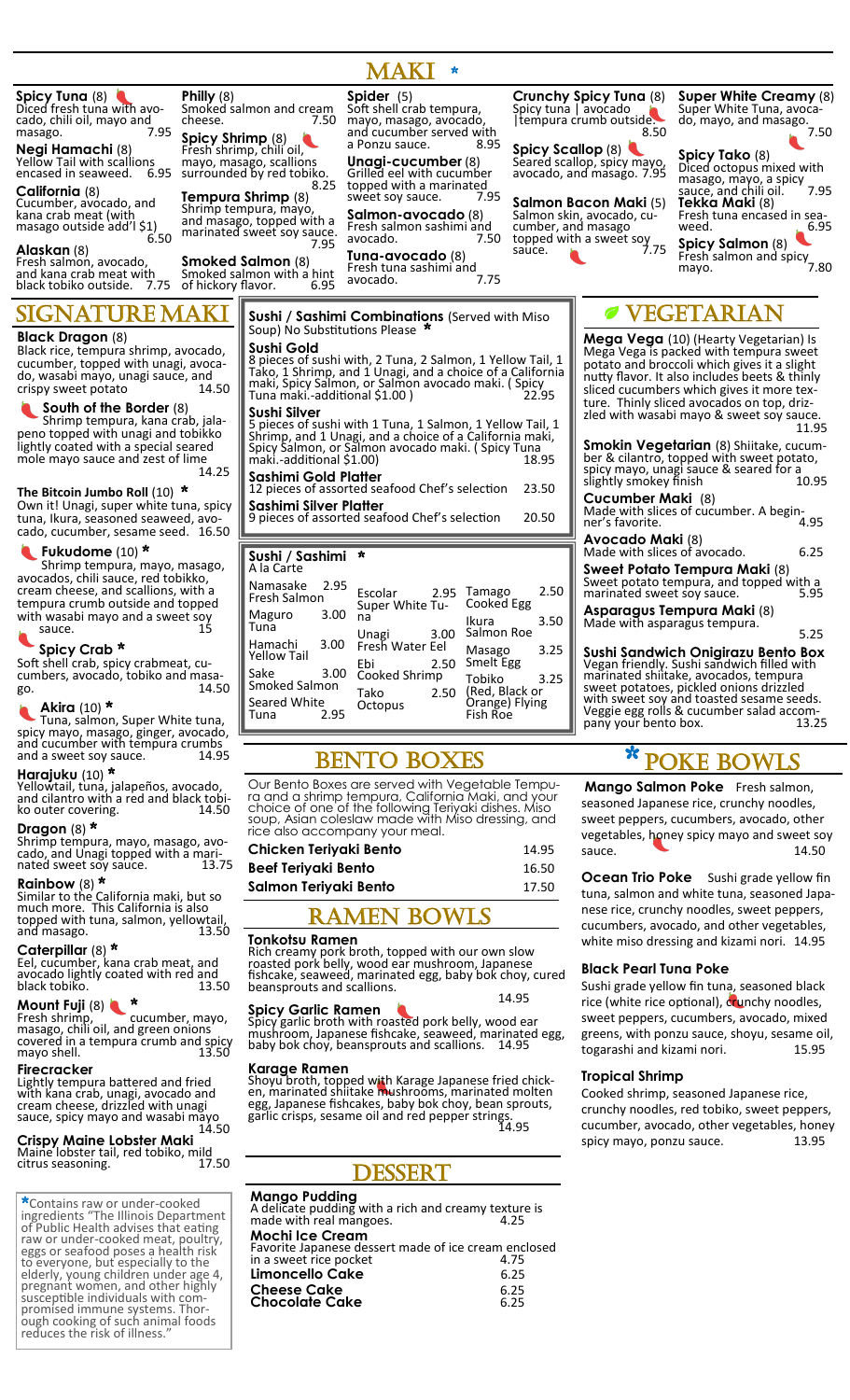# MAKI *

**Spicy Tuna** (8)
Diced fresh tuna with avocado, chili oil, mayo and masago. 7.95

**Negi Hamachi** (8)
Yellow Tail with scallions encased in seaweed. 6.95

**California** (8)
Cucumber, avocado, and kana crab meat (with masago outside add'l $1) 6.50

**Alaskan** (8)
Fresh salmon, avocado, and kana crab meat with black tobiko outside. 7.75

**Philly** (8)
Smoked salmon and cream cheese. 7.50

**Spicy Shrimp** (8)
Fresh shrimp, chili oil, mayo, masago, scallions surrounded by red tobiko. 8.25

**Tempura Shrimp** (8)
Shrimp tempura, mayo, and masago, topped with a marinated sweet soy sauce. 7.95

**Smoked Salmon** (8)
Smoked salmon with a hint of hickory flavor. 6.95

**Spider** (5)
Soft shell crab tempura, mayo, masago, avocado, and cucumber served with a Ponzu sauce. 8.95

**Unagi-cucumber** (8)
Grilled eel with cucumber topped with a marinated sweet soy sauce. 7.95

**Salmon-avocado** (8)
Fresh salmon sashimi and avocado. 7.50

**Tuna-avocado** (8)
Fresh tuna sashimi and avocado. 7.75

**Crunchy Spicy Tuna** (8)
Spicy tuna | avocado |tempura crumb outside. 8.50

**Spicy Scallop** (8)
Seared scallop, spicy mayo, avocado, and masago. 7.95

**Salmon Bacon Maki** (5)
Salmon skin, avocado, cucumber, and masago topped with a sweet soy sauce. 7.75

**Super White Creamy** (8)
Super White Tuna, avocado, mayo, and masago. 7.50

**Spicy Tako** (8)
Diced octopus mixed with masago, mayo, a spicy sauce, and chili oil. 7.95

**Tekka Maki** (8)
Fresh tuna encased in seaweed. 6.95

**Spicy Salmon** (8)
Fresh salmon and spicy mayo. 7.80

# SIGNATURE MAKI

**Black Dragon** (8)
Black rice, tempura shrimp, avocado, cucumber, topped with unagi, avocado, wasabi mayo, unagi sauce, and crispy sweet potato 14.50

**South of the Border** (8)
Shrimp tempura, kana crab, jalapeno topped with unagi and tobikko lightly coated with a special seared mole mayo sauce and zest of lime 14.25

**The Bitcoin Jumbo Roll** (10) *
Own it! Unagi, super white tuna, spicy tuna, Ikura, seasoned seaweed, avocado, cucumber, sesame seed. 16.50

**Fukudome** (10) *
Shrimp tempura, mayo, masago, avocados, chili sauce, red tobikko, cream cheese, and scallions, with a tempura crumb outside and topped with wasabi mayo and a sweet soy sauce. 15

**Spicy Crab** *
Soft shell crab, spicy crabmeat, cucumbers, avocado, tobiko and masago. 14.50

**Akira** (10) *
Tuna, salmon, Super White tuna, spicy mayo, masago, ginger, avocado, and cucumber with tempura crumbs and a sweet soy sauce. 14.95

**Harajuku** (10) *
Yellowtail, tuna, jalapeños, avocado, and cilantro with a red and black tobiko outer covering. 14.50

**Dragon** (8) *
Shrimp tempura, mayo, masago, avocado, and Unagi topped with a marinated sweet soy sauce. 13.75

**Rainbow** (8) *
Similar to the California maki, but so much more. This California is also topped with tuna, salmon, yellowtail, and masago. 13.50

**Caterpillar** (8) *
Eel, cucumber, kana crab meat, and avocado lightly coated with red and black tobiko. 13.50

**Mount Fuji** (8) *
Fresh shrimp, cucumber, mayo, masago, chili oil, and green onions covered in a tempura crumb and spicy mayo shell. 13.50

**Firecracker**
Lightly tempura battered and fried with kana crab, unagi, avocado and cream cheese, drizzled with unagi sauce, spicy mayo and wasabi mayo 14.50

**Crispy Maine Lobster Maki**
Maine lobster tail, red tobiko, mild citrus seasoning. 17.50

*Contains raw or under-cooked ingredients "The Illinois Department of Public Health advises that eating raw or under-cooked meat, poultry, eggs or seafood poses a health risk to everyone, but especially to the elderly, young children under age 4, pregnant women, and other highly susceptible individuals with compromised immune systems. Thorough cooking of such animal foods reduces the risk of illness."

## Sushi / Sashimi Combinations (Served with Miso Soup) No Substitutions Please *

**Sushi Gold**
8 pieces of sushi with, 2 Tuna, 2 Salmon, 1 Yellow Tail, 1 Tako, 1 Shrimp, and 1 Unagi, and a choice of a California maki, Spicy Salmon, or Salmon avocado maki. ( Spicy Tuna maki.-additional $1.00 ) 22.95

**Sushi Silver**
5 pieces of sushi with 1 Tuna, 1 Salmon, 1 Yellow Tail, 1 Shrimp, and 1 Unagi, and a choice of a California maki, Spicy Salmon, or Salmon avocado maki. ( Spicy Tuna maki.-additional $1.00) 18.95

**Sashimi Gold Platter**
12 pieces of assorted seafood Chef's selection 23.50

**Sashimi Silver Platter**
9 pieces of assorted seafood Chef's selection 20.50

## Sushi / Sashimi * A la Carte

| | | | | | |
|---|---|---|---|---|---|
| Namasake Fresh Salmon | 2.95 | Escolar Super White Tuna | 2.95 | Tamago Cooked Egg | 2.50 |
| Maguro Tuna | 3.00 | Unagi Fresh Water Eel | 3.00 | Ikura Salmon Roe | 3.50 |
| Hamachi Yellow Tail | 3.00 | Ebi Cooked Shrimp | 2.50 | Masago Smelt Egg | 3.25 |
| Sake Smoked Salmon | 3.00 | Tako Octopus | 2.50 | Tobiko (Red, Black or Orange) Flying Fish Roe | 3.25 |
| Seared White Tuna | 2.95 | | | | |

# VEGETARIAN

**Mega Vega** (10) (Hearty Vegetarian) Is Mega Vega is packed with tempura sweet potato and broccoli which gives it a slight nutty flavor. It also includes beets & thinly sliced cucumbers which gives it more texture. Thinly sliced avocados on top, drizzled with wasabi mayo & sweet soy sauce. 11.95

**Smokin Vegetarian** (8) Shiitake, cucumber & cilantro, topped with sweet potato, spicy mayo, unagi sauce & seared for a slightly smokey finish 10.95

**Cucumber Maki** (8)
Made with slices of cucumber. A beginner's favorite. 4.95

**Avocado Maki** (8)
Made with slices of avocado. 6.25

**Sweet Potato Tempura Maki** (8)
Sweet potato tempura, and topped with a marinated sweet soy sauce. 5.95

**Asparagus Tempura Maki** (8)
Made with asparagus tempura. 5.25

**Sushi Sandwich Onigirazu Bento Box**
Vegan friendly. Sushi sandwich filled with marinated shiitake, avocados, tempura sweet potatoes, pickled onions drizzled with sweet soy and toasted sesame seeds. Veggie egg rolls & cucumber salad accompany your bento box. 13.25

# BENTO BOXES

Our Bento Boxes are served with Vegetable Tempura and a shrimp tempura, California Maki, and your choice of one of the following Teriyaki dishes. Miso soup, Asian coleslaw made with Miso dressing, and rice also accompany your meal.

| | |
|---|---|
| **Chicken Teriyaki Bento** | 14.95 |
| **Beef Teriyaki Bento** | 16.50 |
| **Salmon Teriyaki Bento** | 17.50 |

# RAMEN BOWLS

**Tonkotsu Ramen**
Rich creamy pork broth, topped with our own slow roasted pork belly, wood ear mushroom, Japanese fishcake, seaweed, marinated egg, baby bok choy, cured beansprouts and scallions. 14.95

**Spicy Garlic Ramen**
Spicy garlic broth with roasted pork belly, wood ear mushroom, Japanese fishcake, seaweed, marinated egg, baby bok choy, beansprouts and scallions. 14.95

**Karage Ramen**
Shoyu broth, topped with Karage Japanese fried chicken, marinated shiitake mushrooms, marinated molten egg, Japanese fishcakes, baby bok choy, bean sprouts, garlic crisps, sesame oil and red pepper strings. 14.95

# * POKE BOWLS

**Mango Salmon Poke** Fresh salmon, seasoned Japanese rice, crunchy noodles, sweet peppers, cucumbers, avocado, other vegetables, honey spicy mayo and sweet soy sauce. 14.50

**Ocean Trio Poke** Sushi grade yellow fin tuna, salmon and white tuna, seasoned Japanese rice, crunchy noodles, sweet peppers, cucumbers, avocado, and other vegetables, white miso dressing and kizami nori. 14.95

**Black Pearl Tuna Poke**
Sushi grade yellow fin tuna, seasoned black rice (white rice optional), crunchy noodles, sweet peppers, cucumbers, avocado, mixed greens, with ponzu sauce, shoyu, sesame oil, togarashi and kizami nori. 15.95

**Tropical Shrimp**
Cooked shrimp, seasoned Japanese rice, crunchy noodles, red tobiko, sweet peppers, cucumber, avocado, other vegetables, honey spicy mayo, ponzu sauce. 13.95

# DESSERT

**Mango Pudding**
A delicate pudding with a rich and creamy texture is made with real mangoes. 4.25

**Mochi Ice Cream**
Favorite Japanese dessert made of ice cream enclosed in a sweet rice pocket 4.75

**Limoncello Cake** 6.25

**Cheese Cake** 6.25

**Chocolate Cake** 6.25